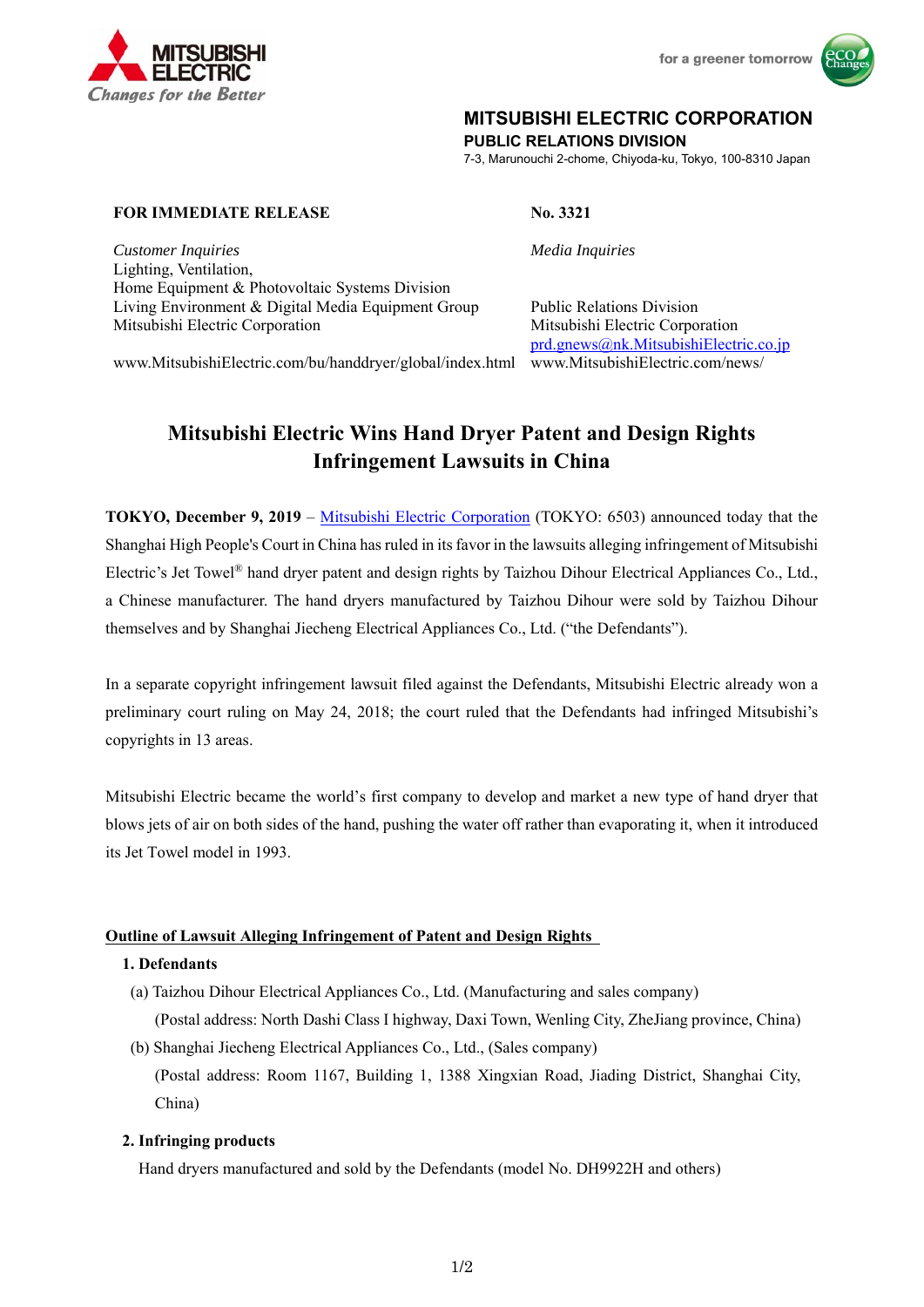MITSUBISHI ELECTRIC
*Changes for the Better*

for a greener tomorrow

**MITSUBISHI ELECTRIC CORPORATION**
**PUBLIC RELATIONS DIVISION**
7-3, Marunouchi 2-chome, Chiyoda-ku, Tokyo, 100-8310 Japan

**FOR IMMEDIATE RELEASE** **No. 3321**

*Customer Inquiries*
Lighting, Ventilation,
Home Equipment & Photovoltaic Systems Division
Living Environment & Digital Media Equipment Group
Mitsubishi Electric Corporation
www.MitsubishiElectric.com/bu/handdryer/global/index.html

*Media Inquiries*
Public Relations Division
Mitsubishi Electric Corporation
prd.gnews@nk.MitsubishiElectric.co.jp
www.MitsubishiElectric.com/news/

# Mitsubishi Electric Wins Hand Dryer Patent and Design Rights Infringement Lawsuits in China

**TOKYO, December 9, 2019** – Mitsubishi Electric Corporation (TOKYO: 6503) announced today that the Shanghai High People's Court in China has ruled in its favor in the lawsuits alleging infringement of Mitsubishi Electric's Jet Towel® hand dryer patent and design rights by Taizhou Dihour Electrical Appliances Co., Ltd., a Chinese manufacturer. The hand dryers manufactured by Taizhou Dihour were sold by Taizhou Dihour themselves and by Shanghai Jiecheng Electrical Appliances Co., Ltd. ("the Defendants").

In a separate copyright infringement lawsuit filed against the Defendants, Mitsubishi Electric already won a preliminary court ruling on May 24, 2018; the court ruled that the Defendants had infringed Mitsubishi's copyrights in 13 areas.

Mitsubishi Electric became the world's first company to develop and market a new type of hand dryer that blows jets of air on both sides of the hand, pushing the water off rather than evaporating it, when it introduced its Jet Towel model in 1993.

## Outline of Lawsuit Alleging Infringement of Patent and Design Rights

**1. Defendants**

(a) Taizhou Dihour Electrical Appliances Co., Ltd. (Manufacturing and sales company)
(Postal address: North Dashi Class I highway, Daxi Town, Wenling City, ZheJiang province, China)

(b) Shanghai Jiecheng Electrical Appliances Co., Ltd., (Sales company)
(Postal address: Room 1167, Building 1, 1388 Xingxian Road, Jiading District, Shanghai City, China)

**2. Infringing products**

Hand dryers manufactured and sold by the Defendants (model No. DH9922H and others)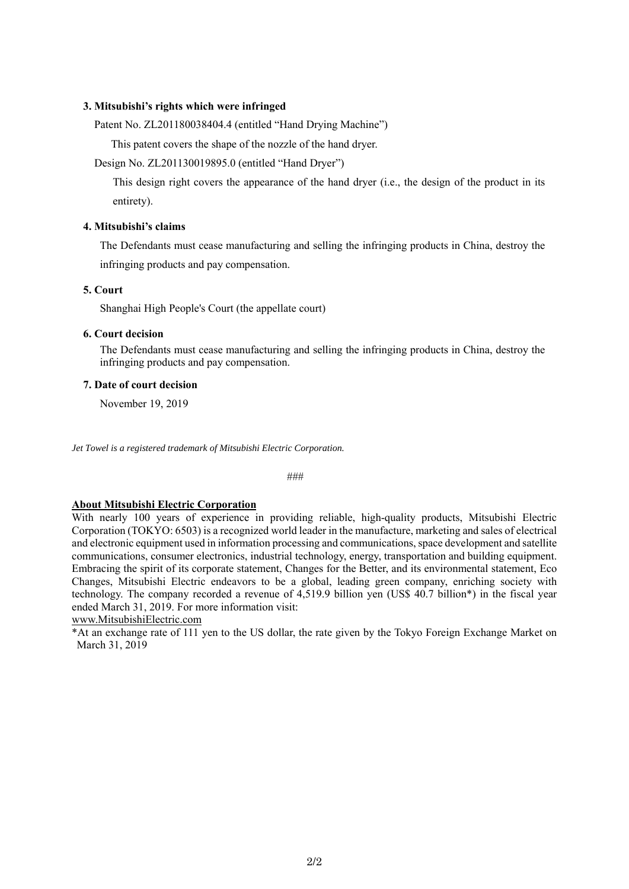**3. Mitsubishi's rights which were infringed**

Patent No. ZL201180038404.4 (entitled "Hand Drying Machine")

This patent covers the shape of the nozzle of the hand dryer.

Design No. ZL201130019895.0 (entitled "Hand Dryer")

This design right covers the appearance of the hand dryer (i.e., the design of the product in its entirety).

**4. Mitsubishi's claims**

The Defendants must cease manufacturing and selling the infringing products in China, destroy the infringing products and pay compensation.

**5. Court**

Shanghai High People's Court (the appellate court)

**6. Court decision**

The Defendants must cease manufacturing and selling the infringing products in China, destroy the infringing products and pay compensation.

**7. Date of court decision**

November 19, 2019

*Jet Towel is a registered trademark of Mitsubishi Electric Corporation.*

###

**About Mitsubishi Electric Corporation**

With nearly 100 years of experience in providing reliable, high-quality products, Mitsubishi Electric Corporation (TOKYO: 6503) is a recognized world leader in the manufacture, marketing and sales of electrical and electronic equipment used in information processing and communications, space development and satellite communications, consumer electronics, industrial technology, energy, transportation and building equipment. Embracing the spirit of its corporate statement, Changes for the Better, and its environmental statement, Eco Changes, Mitsubishi Electric endeavors to be a global, leading green company, enriching society with technology. The company recorded a revenue of 4,519.9 billion yen (US$ 40.7 billion*) in the fiscal year ended March 31, 2019. For more information visit:
www.MitsubishiElectric.com

*At an exchange rate of 111 yen to the US dollar, the rate given by the Tokyo Foreign Exchange Market on March 31, 2019